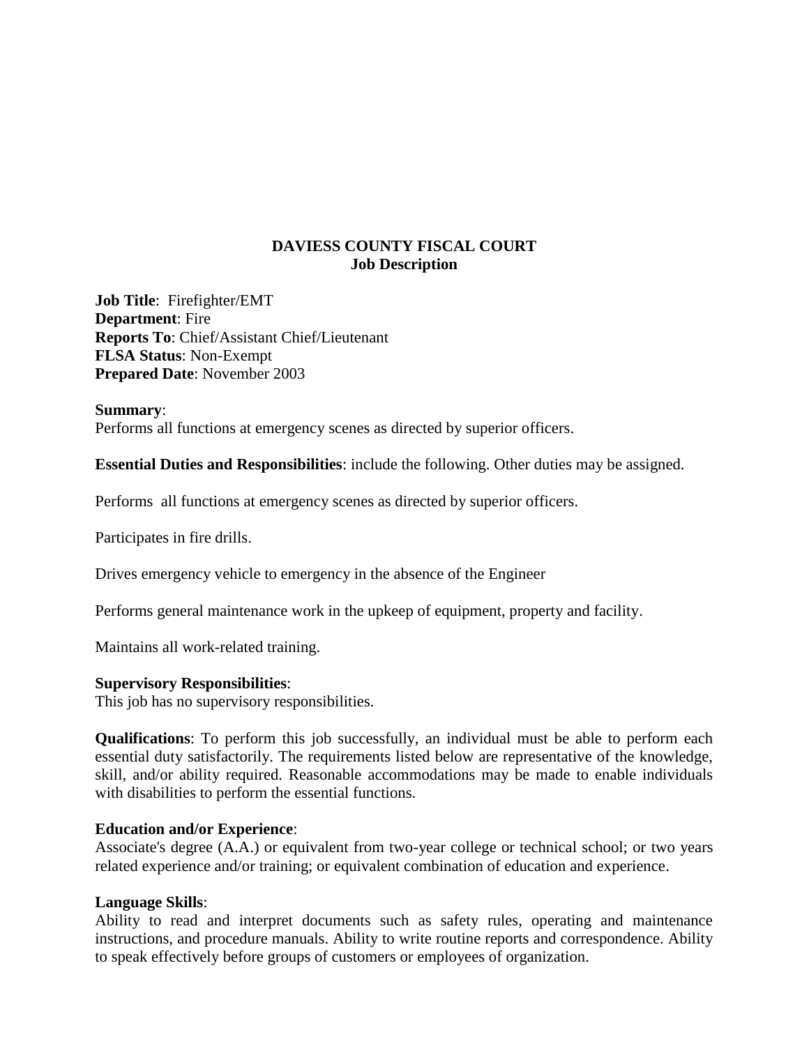**DAVIESS COUNTY FISCAL COURT**
**Job Description**

**Job Title**: Firefighter/EMT
**Department**: Fire
**Reports To**: Chief/Assistant Chief/Lieutenant
**FLSA Status**: Non-Exempt
**Prepared Date**: November 2003

**Summary**:
Performs all functions at emergency scenes as directed by superior officers.

**Essential Duties and Responsibilities**: include the following. Other duties may be assigned.

Performs all functions at emergency scenes as directed by superior officers.

Participates in fire drills.

Drives emergency vehicle to emergency in the absence of the Engineer

Performs general maintenance work in the upkeep of equipment, property and facility.

Maintains all work-related training.

**Supervisory Responsibilities**:
This job has no supervisory responsibilities.

**Qualifications**: To perform this job successfully, an individual must be able to perform each essential duty satisfactorily. The requirements listed below are representative of the knowledge, skill, and/or ability required. Reasonable accommodations may be made to enable individuals with disabilities to perform the essential functions.

**Education and/or Experience**:
Associate's degree (A.A.) or equivalent from two-year college or technical school; or two years related experience and/or training; or equivalent combination of education and experience.

**Language Skills**:
Ability to read and interpret documents such as safety rules, operating and maintenance instructions, and procedure manuals. Ability to write routine reports and correspondence. Ability to speak effectively before groups of customers or employees of organization.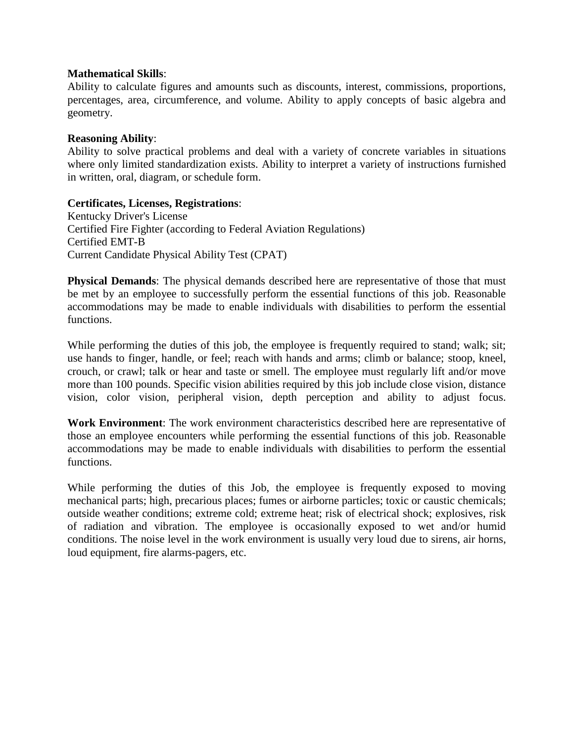**Mathematical Skills**:
Ability to calculate figures and amounts such as discounts, interest, commissions, proportions, percentages, area, circumference, and volume. Ability to apply concepts of basic algebra and geometry.

**Reasoning Ability**:
Ability to solve practical problems and deal with a variety of concrete variables in situations where only limited standardization exists. Ability to interpret a variety of instructions furnished in written, oral, diagram, or schedule form.

**Certificates, Licenses, Registrations**:
Kentucky Driver's License
Certified Fire Fighter (according to Federal Aviation Regulations)
Certified EMT-B
Current Candidate Physical Ability Test (CPAT)

**Physical Demands**: The physical demands described here are representative of those that must be met by an employee to successfully perform the essential functions of this job. Reasonable accommodations may be made to enable individuals with disabilities to perform the essential functions.

While performing the duties of this job, the employee is frequently required to stand; walk; sit; use hands to finger, handle, or feel; reach with hands and arms; climb or balance; stoop, kneel, crouch, or crawl; talk or hear and taste or smell. The employee must regularly lift and/or move more than 100 pounds. Specific vision abilities required by this job include close vision, distance vision, color vision, peripheral vision, depth perception and ability to adjust focus.

**Work Environment**: The work environment characteristics described here are representative of those an employee encounters while performing the essential functions of this job. Reasonable accommodations may be made to enable individuals with disabilities to perform the essential functions.

While performing the duties of this Job, the employee is frequently exposed to moving mechanical parts; high, precarious places; fumes or airborne particles; toxic or caustic chemicals; outside weather conditions; extreme cold; extreme heat; risk of electrical shock; explosives, risk of radiation and vibration. The employee is occasionally exposed to wet and/or humid conditions. The noise level in the work environment is usually very loud due to sirens, air horns, loud equipment, fire alarms-pagers, etc.